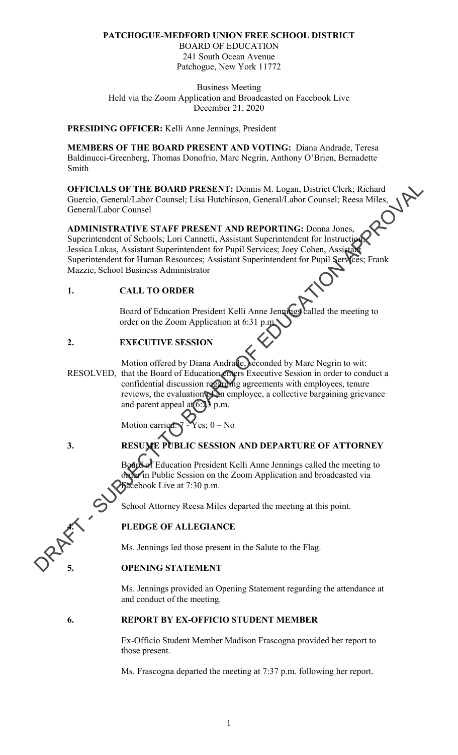**PATCHOGUE-MEDFORD UNION FREE SCHOOL DISTRICT**
BOARD OF EDUCATION
241 South Ocean Avenue
Patchogue, New York 11772

Business Meeting
Held via the Zoom Application and Broadcasted on Facebook Live
December 21, 2020

**PRESIDING OFFICER:** Kelli Anne Jennings, President

**MEMBERS OF THE BOARD PRESENT AND VOTING:** Diana Andrade, Teresa Baldinucci-Greenberg, Thomas Donofrio, Marc Negrin, Anthony O'Brien, Bernadette Smith

**OFFICIALS OF THE BOARD PRESENT:** Dennis M. Logan, District Clerk; Richard Guercio, General/Labor Counsel; Lisa Hutchinson, General/Labor Counsel; Reesa Miles, General/Labor Counsel

**ADMINISTRATIVE STAFF PRESENT AND REPORTING:** Donna Jones, Superintendent of Schools; Lori Cannetti, Assistant Superintendent for Instruction; Jessica Lukas, Assistant Superintendent for Pupil Services; Joey Cohen, Assistant Superintendent for Human Resources; Assistant Superintendent for Pupil Services; Frank Mazzie, School Business Administrator

## 1. CALL TO ORDER

Board of Education President Kelli Anne Jennings called the meeting to order on the Zoom Application at 6:31 p.m.

## 2. EXECUTIVE SESSION

Motion offered by Diana Andrade, seconded by Marc Negrin to wit:

RESOLVED, that the Board of Education enters Executive Session in order to conduct a confidential discussion regarding agreements with employees, tenure reviews, the evaluation of an employee, a collective bargaining grievance and parent appeal at 6:33 p.m.

Motion carried: 7 - Yes; 0 – No

## 3. RESUME PUBLIC SESSION AND DEPARTURE OF ATTORNEY

Board of Education President Kelli Anne Jennings called the meeting to order in Public Session on the Zoom Application and broadcasted via Facebook Live at 7:30 p.m.

School Attorney Reesa Miles departed the meeting at this point.

## 4. PLEDGE OF ALLEGIANCE

Ms. Jennings led those present in the Salute to the Flag.

## 5. OPENING STATEMENT

Ms. Jennings provided an Opening Statement regarding the attendance at and conduct of the meeting.

## 6. REPORT BY EX-OFFICIO STUDENT MEMBER

Ex-Officio Student Member Madison Frascogna provided her report to those present.

Ms. Frascogna departed the meeting at 7:37 p.m. following her report.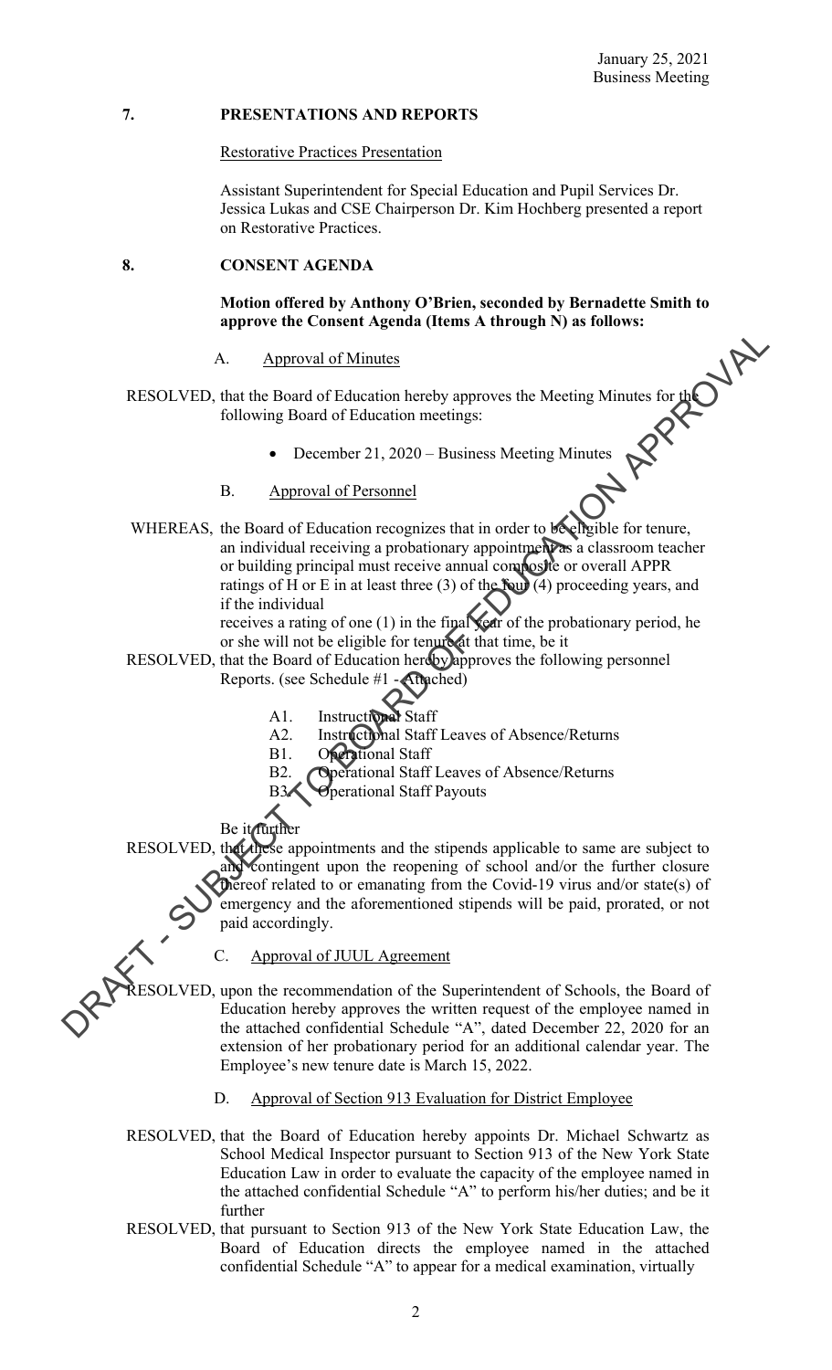## 7. PRESENTATIONS AND REPORTS

Restorative Practices Presentation

Assistant Superintendent for Special Education and Pupil Services Dr. Jessica Lukas and CSE Chairperson Dr. Kim Hochberg presented a report on Restorative Practices.

## 8. CONSENT AGENDA

**Motion offered by Anthony O'Brien, seconded by Bernadette Smith to approve the Consent Agenda (Items A through N) as follows:**

A. Approval of Minutes

RESOLVED, that the Board of Education hereby approves the Meeting Minutes for the following Board of Education meetings:

- December 21, 2020 – Business Meeting Minutes

B. Approval of Personnel

WHEREAS, the Board of Education recognizes that in order to be eligible for tenure, an individual receiving a probationary appointment as a classroom teacher or building principal must receive annual composite or overall APPR ratings of H or E in at least three (3) of the four (4) proceeding years, and if the individual receives a rating of one (1) in the final year of the probationary period, he or she will not be eligible for tenure at that time, be it

RESOLVED, that the Board of Education hereby approves the following personnel Reports. (see Schedule #1 - Attached)

- A1. Instructional Staff
- A2. Instructional Staff Leaves of Absence/Returns
- B1. Operational Staff
- B2. Operational Staff Leaves of Absence/Returns
- B3. Operational Staff Payouts

Be it further

RESOLVED, that these appointments and the stipends applicable to same are subject to and contingent upon the reopening of school and/or the further closure thereof related to or emanating from the Covid-19 virus and/or state(s) of emergency and the aforementioned stipends will be paid, prorated, or not paid accordingly.

C. Approval of JUUL Agreement

RESOLVED, upon the recommendation of the Superintendent of Schools, the Board of Education hereby approves the written request of the employee named in the attached confidential Schedule "A", dated December 22, 2020 for an extension of her probationary period for an additional calendar year. The Employee's new tenure date is March 15, 2022.

D. Approval of Section 913 Evaluation for District Employee

RESOLVED, that the Board of Education hereby appoints Dr. Michael Schwartz as School Medical Inspector pursuant to Section 913 of the New York State Education Law in order to evaluate the capacity of the employee named in the attached confidential Schedule "A" to perform his/her duties; and be it further

RESOLVED, that pursuant to Section 913 of the New York State Education Law, the Board of Education directs the employee named in the attached confidential Schedule "A" to appear for a medical examination, virtually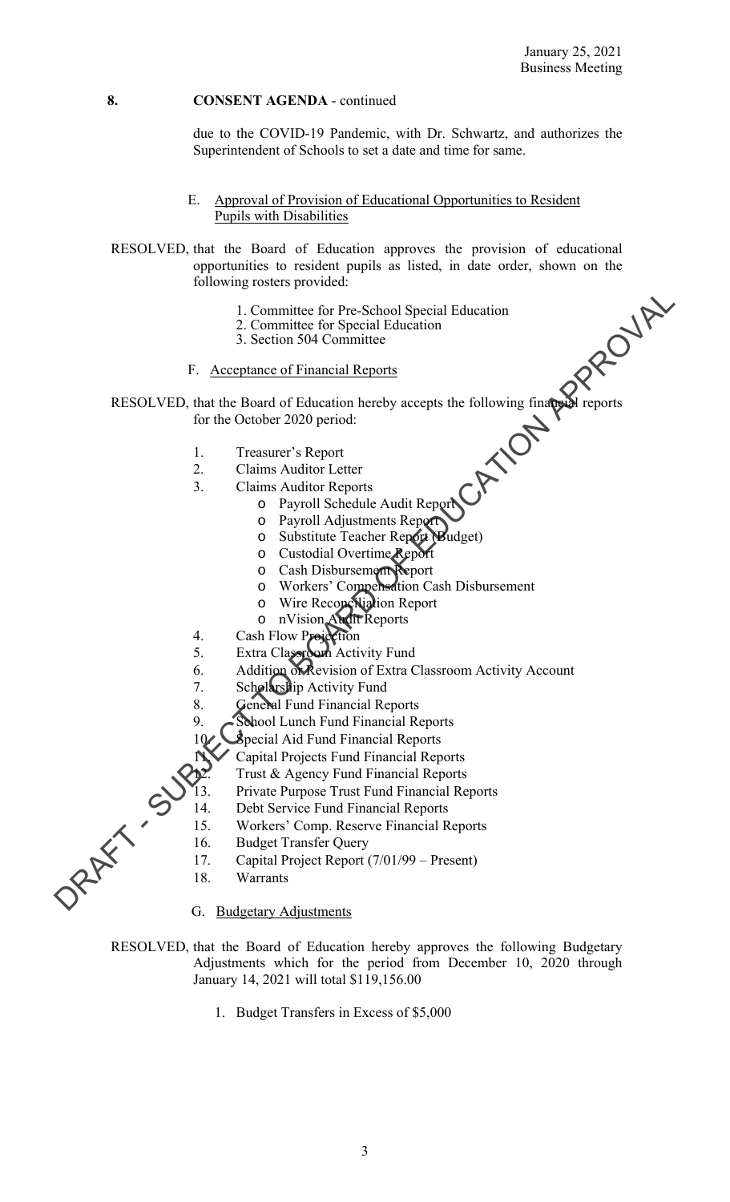January 25, 2021
Business Meeting

**8. CONSENT AGENDA** - continued

due to the COVID-19 Pandemic, with Dr. Schwartz, and authorizes the Superintendent of Schools to set a date and time for same.

E. Approval of Provision of Educational Opportunities to Resident Pupils with Disabilities

RESOLVED, that the Board of Education approves the provision of educational opportunities to resident pupils as listed, in date order, shown on the following rosters provided:

1. Committee for Pre-School Special Education
2. Committee for Special Education
3. Section 504 Committee

F. Acceptance of Financial Reports

RESOLVED, that the Board of Education hereby accepts the following financial reports for the October 2020 period:

1. Treasurer's Report
2. Claims Auditor Letter
3. Claims Auditor Reports
   - Payroll Schedule Audit Report
   - Payroll Adjustments Report
   - Substitute Teacher Report (Budget)
   - Custodial Overtime Report
   - Cash Disbursement Report
   - Workers' Compensation Cash Disbursement
   - Wire Reconciliation Report
   - nVision Audit Reports
4. Cash Flow Projection
5. Extra Classroom Activity Fund
6. Addition or Revision of Extra Classroom Activity Account
7. Scholarship Activity Fund
8. General Fund Financial Reports
9. School Lunch Fund Financial Reports
10. Special Aid Fund Financial Reports
11. Capital Projects Fund Financial Reports
12. Trust & Agency Fund Financial Reports
13. Private Purpose Trust Fund Financial Reports
14. Debt Service Fund Financial Reports
15. Workers' Comp. Reserve Financial Reports
16. Budget Transfer Query
17. Capital Project Report (7/01/99 – Present)
18. Warrants

G. Budgetary Adjustments

RESOLVED, that the Board of Education hereby approves the following Budgetary Adjustments which for the period from December 10, 2020 through January 14, 2021 will total $119,156.00

1. Budget Transfers in Excess of $5,000

DRAFT - SUBJECT TO BOARD OF EDUCATION APPROVAL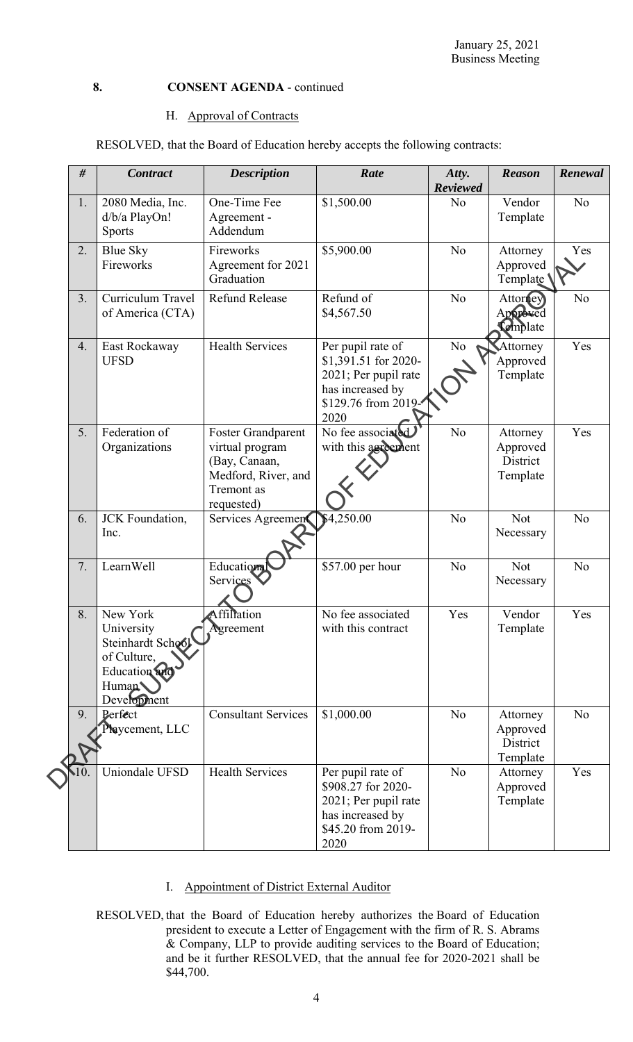January 25, 2021
Business Meeting

**8. CONSENT AGENDA** - continued

H. Approval of Contracts

RESOLVED, that the Board of Education hereby accepts the following contracts:

| *#* | *Contract* | *Description* | *Rate* | *Atty. Reviewed* | *Reason* | *Renewal* |
|---|---|---|---|---|---|---|
| 1. | 2080 Media, Inc. d/b/a PlayOn! Sports | One-Time Fee Agreement - Addendum | $1,500.00 | No | Vendor Template | No |
| 2. | Blue Sky Fireworks | Fireworks Agreement for 2021 Graduation | $5,900.00 | No | Attorney Approved Template | Yes |
| 3. | Curriculum Travel of America (CTA) | Refund Release | Refund of $4,567.50 | No | Attorney Approved Template | No |
| 4. | East Rockaway UFSD | Health Services | Per pupil rate of $1,391.51 for 2020-2021; Per pupil rate has increased by $129.76 from 2019-2020 | No | Attorney Approved Template | Yes |
| 5. | Federation of Organizations | Foster Grandparent virtual program (Bay, Canaan, Medford, River, and Tremont as requested) | No fee associated with this agreement | No | Attorney Approved District Template | Yes |
| 6. | JCK Foundation, Inc. | Services Agreement | $4,250.00 | No | Not Necessary | No |
| 7. | LearnWell | Educational Services | $57.00 per hour | No | Not Necessary | No |
| 8. | New York University Steinhardt School of Culture, Education and Human Development | Affiliation Agreement | No fee associated with this contract | Yes | Vendor Template | Yes |
| 9. | Perfect Playcement, LLC | Consultant Services | $1,000.00 | No | Attorney Approved District Template | No |
| 10. | Uniondale UFSD | Health Services | Per pupil rate of $908.27 for 2020-2021; Per pupil rate has increased by $45.20 from 2019-2020 | No | Attorney Approved Template | Yes |

I. Appointment of District External Auditor

RESOLVED, that the Board of Education hereby authorizes the Board of Education president to execute a Letter of Engagement with the firm of R. S. Abrams & Company, LLP to provide auditing services to the Board of Education; and be it further RESOLVED, that the annual fee for 2020-2021 shall be $44,700.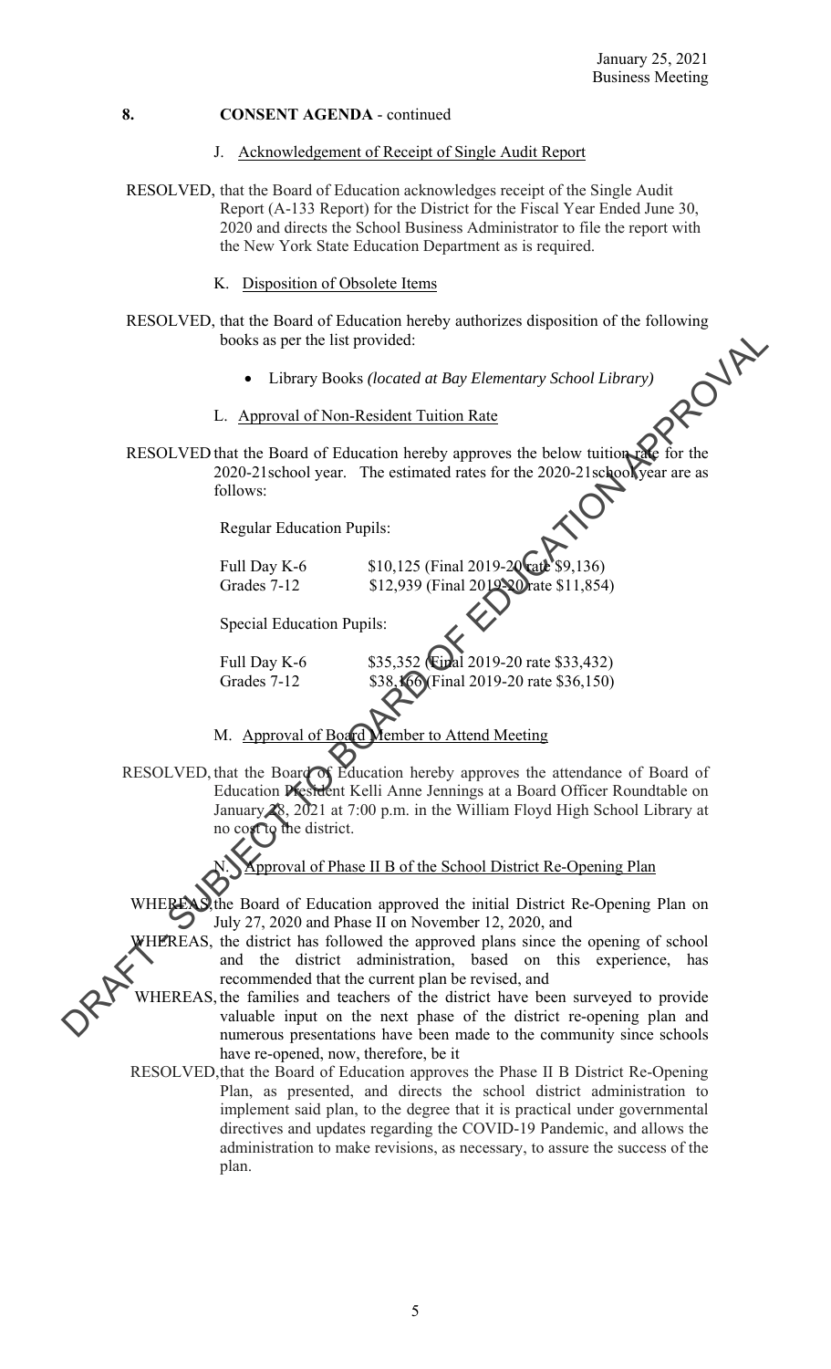## 8. CONSENT AGENDA - continued

J. Acknowledgement of Receipt of Single Audit Report

RESOLVED, that the Board of Education acknowledges receipt of the Single Audit Report (A-133 Report) for the District for the Fiscal Year Ended June 30, 2020 and directs the School Business Administrator to file the report with the New York State Education Department as is required.

K. Disposition of Obsolete Items

RESOLVED, that the Board of Education hereby authorizes disposition of the following books as per the list provided:

- Library Books *(located at Bay Elementary School Library)*

L. Approval of Non-Resident Tuition Rate

RESOLVED that the Board of Education hereby approves the below tuition rate for the 2020-21school year. The estimated rates for the 2020-21school year are as follows:

Regular Education Pupils:

| | |
|---|---|
| Full Day K-6 | $10,125 (Final 2019-20 rate $9,136) |
| Grades 7-12 | $12,939 (Final 2019-20 rate $11,854) |

Special Education Pupils:

| | |
|---|---|
| Full Day K-6 | $35,352 (Final 2019-20 rate $33,432) |
| Grades 7-12 | $38,166 (Final 2019-20 rate $36,150) |

M. Approval of Board Member to Attend Meeting

RESOLVED, that the Board of Education hereby approves the attendance of Board of Education President Kelli Anne Jennings at a Board Officer Roundtable on January 28, 2021 at 7:00 p.m. in the William Floyd High School Library at no cost to the district.

N. Approval of Phase II B of the School District Re-Opening Plan

WHEREAS, the Board of Education approved the initial District Re-Opening Plan on July 27, 2020 and Phase II on November 12, 2020, and

WHEREAS, the district has followed the approved plans since the opening of school and the district administration, based on this experience, has recommended that the current plan be revised, and

WHEREAS, the families and teachers of the district have been surveyed to provide valuable input on the next phase of the district re-opening plan and numerous presentations have been made to the community since schools have re-opened, now, therefore, be it

RESOLVED, that the Board of Education approves the Phase II B District Re-Opening Plan, as presented, and directs the school district administration to implement said plan, to the degree that it is practical under governmental directives and updates regarding the COVID-19 Pandemic, and allows the administration to make revisions, as necessary, to assure the success of the plan.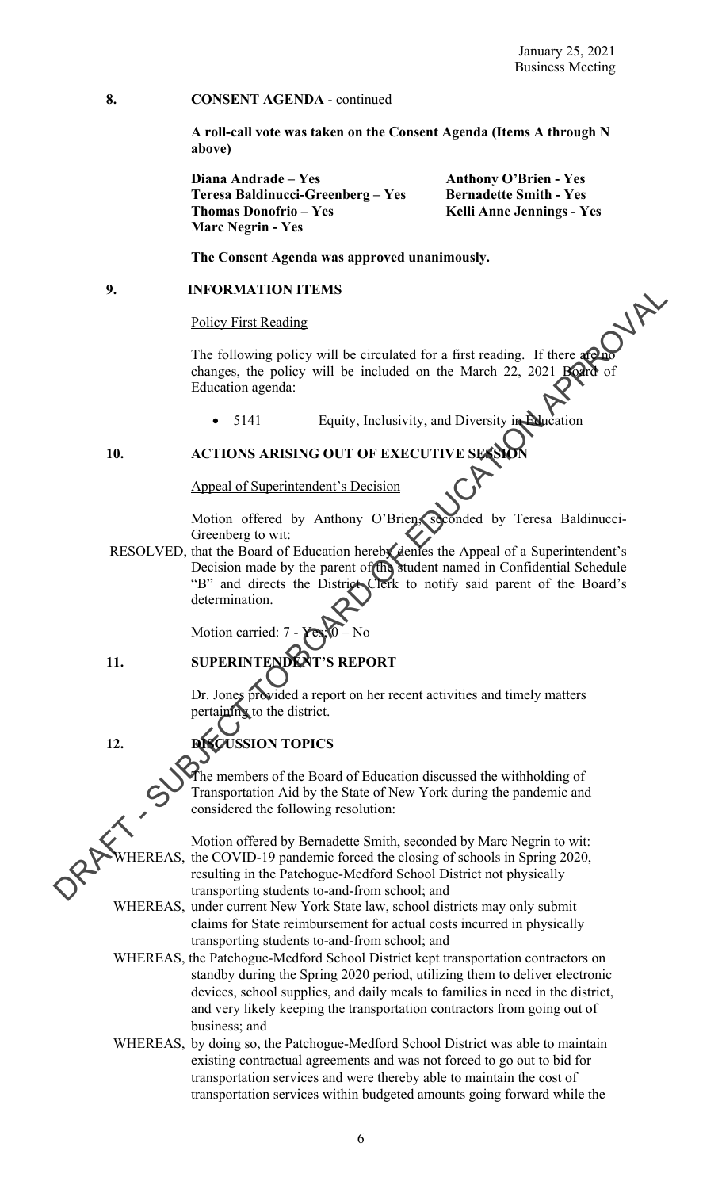January 25, 2021
Business Meeting

**8. CONSENT AGENDA** - continued

**A roll-call vote was taken on the Consent Agenda (Items A through N above)**

**Diana Andrade – Yes**
**Teresa Baldinucci-Greenberg – Yes**
**Thomas Donofrio – Yes**
**Marc Negrin - Yes**
**Anthony O'Brien - Yes**
**Bernadette Smith - Yes**
**Kelli Anne Jennings - Yes**

**The Consent Agenda was approved unanimously.**

**9. INFORMATION ITEMS**

Policy First Reading

The following policy will be circulated for a first reading. If there are no changes, the policy will be included on the March 22, 2021 Board of Education agenda:

- 5141 Equity, Inclusivity, and Diversity in Education

**10. ACTIONS ARISING OUT OF EXECUTIVE SESSION**

Appeal of Superintendent's Decision

Motion offered by Anthony O'Brien, seconded by Teresa Baldinucci-Greenberg to wit:

RESOLVED, that the Board of Education hereby denies the Appeal of a Superintendent's Decision made by the parent of the student named in Confidential Schedule "B" and directs the District Clerk to notify said parent of the Board's determination.

Motion carried: 7 - Yes; 0 – No

**11. SUPERINTENDENT'S REPORT**

Dr. Jones provided a report on her recent activities and timely matters pertaining to the district.

**12. DISCUSSION TOPICS**

The members of the Board of Education discussed the withholding of Transportation Aid by the State of New York during the pandemic and considered the following resolution:

Motion offered by Bernadette Smith, seconded by Marc Negrin to wit:

WHEREAS, the COVID-19 pandemic forced the closing of schools in Spring 2020, resulting in the Patchogue-Medford School District not physically transporting students to-and-from school; and

WHEREAS, under current New York State law, school districts may only submit claims for State reimbursement for actual costs incurred in physically transporting students to-and-from school; and

WHEREAS, the Patchogue-Medford School District kept transportation contractors on standby during the Spring 2020 period, utilizing them to deliver electronic devices, school supplies, and daily meals to families in need in the district, and very likely keeping the transportation contractors from going out of business; and

WHEREAS, by doing so, the Patchogue-Medford School District was able to maintain existing contractual agreements and was not forced to go out to bid for transportation services and were thereby able to maintain the cost of transportation services within budgeted amounts going forward while the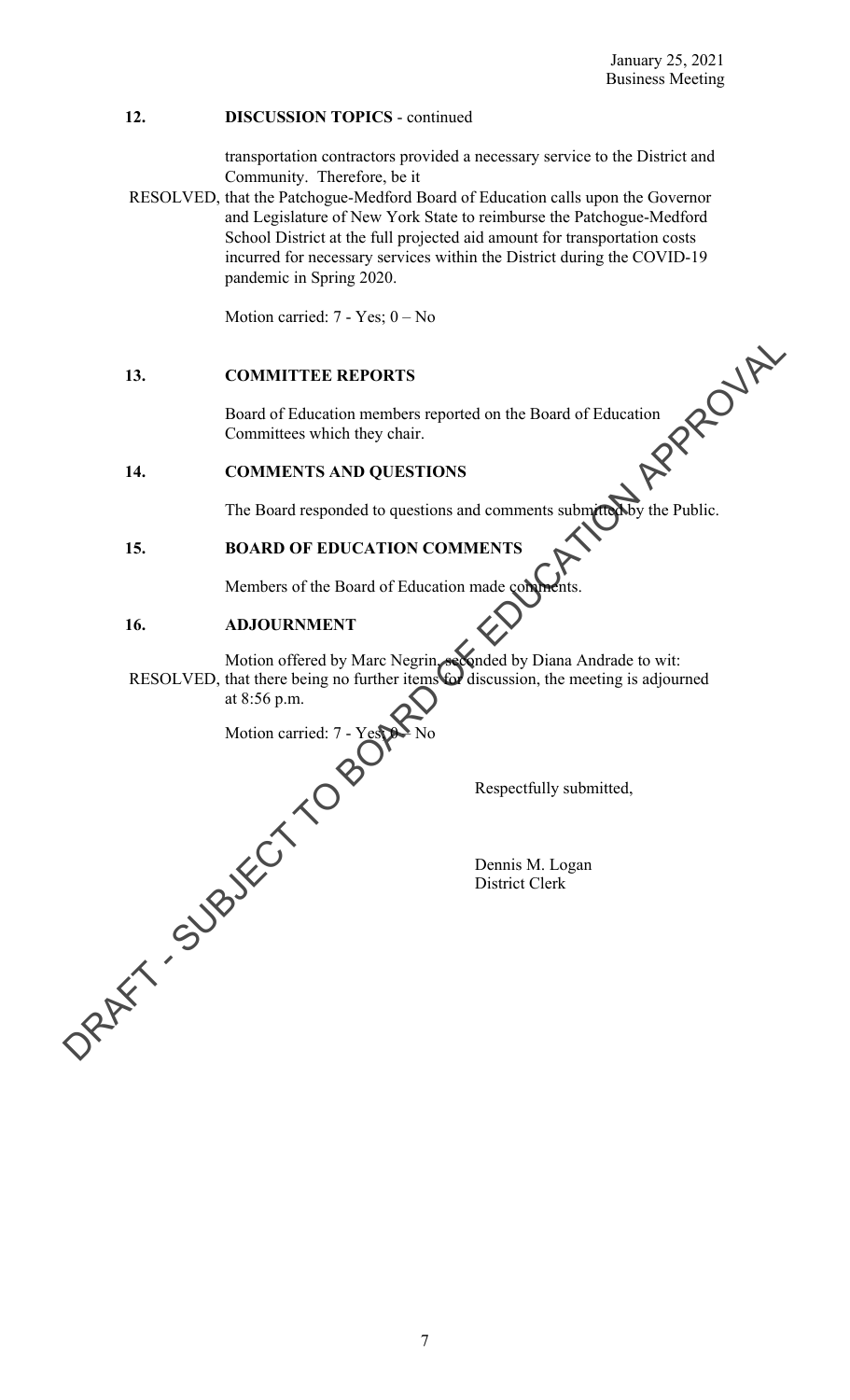## 12. DISCUSSION TOPICS - continued

transportation contractors provided a necessary service to the District and Community. Therefore, be it

RESOLVED, that the Patchogue-Medford Board of Education calls upon the Governor and Legislature of New York State to reimburse the Patchogue-Medford School District at the full projected aid amount for transportation costs incurred for necessary services within the District during the COVID-19 pandemic in Spring 2020.

Motion carried: 7 - Yes; 0 – No

## 13. COMMITTEE REPORTS

Board of Education members reported on the Board of Education Committees which they chair.

## 14. COMMENTS AND QUESTIONS

The Board responded to questions and comments submitted by the Public.

## 15. BOARD OF EDUCATION COMMENTS

Members of the Board of Education made comments.

## 16. ADJOURNMENT

Motion offered by Marc Negrin, seconded by Diana Andrade to wit:

RESOLVED, that there being no further items for discussion, the meeting is adjourned at 8:56 p.m.

Motion carried: 7 - Yes; 0 – No

Respectfully submitted,

Dennis M. Logan
District Clerk

DRAFT - SUBJECT TO BOARD OF EDUCATION APPROVAL